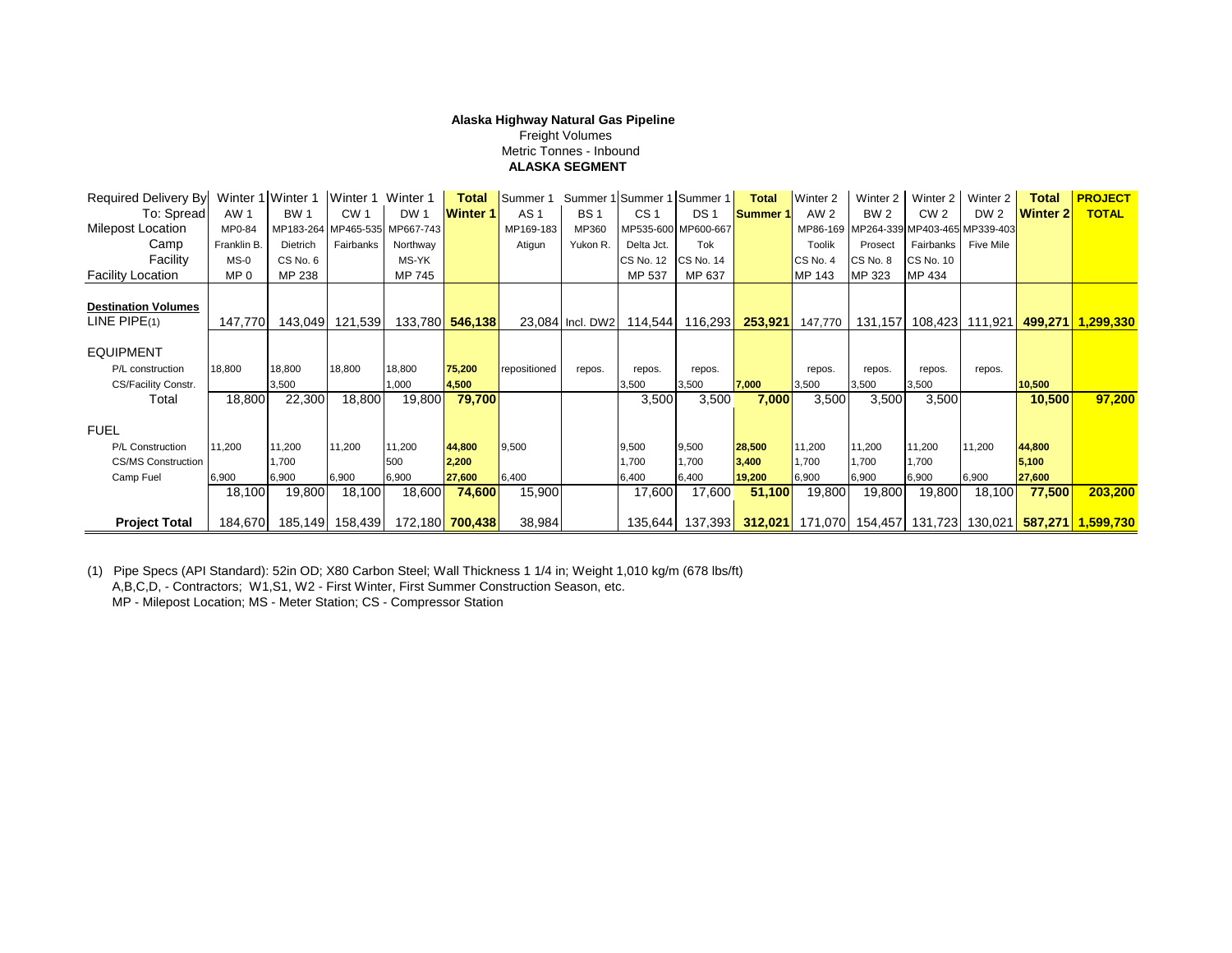**Alaska Highway Natural Gas Pipeline**
Freight Volumes
Metric Tonnes - Inbound
**ALASKA SEGMENT**

| Required Delivery By | Winter 1 | Winter 1 | Winter 1 | Winter 1 | **Total** | Summer 1 | Summer 1 | Summer 1 | Summer 1 | **Total** | Winter 2 | Winter 2 | Winter 2 | Winter 2 | **Total** | **PROJECT** |
|---|---|---|---|---|---|---|---|---|---|---|---|---|---|---|---|---|
| To: Spread | AW 1 | BW 1 | CW 1 | DW 1 | **Winter 1** | AS 1 | BS 1 | CS 1 | DS 1 | **Summer 1** | AW 2 | BW 2 | CW 2 | DW 2 | **Winter 2** | **TOTAL** |
| Milepost Location | MP0-84 | MP183-264 | MP465-535 | MP667-743 | | MP169-183 | MP360 | MP535-600 | MP600-667 | | MP86-169 | MP264-339 | MP403-465 | MP339-403 | | |
| Camp | Franklin B. | Dietrich | Fairbanks | Northway | | Atigun | Yukon R. | Delta Jct. | Tok | | Toolik | Prosect | Fairbanks | Five Mile | | |
| Facility | MS-0 | CS No. 6 | | MS-YK | | | | CS No. 12 | CS No. 14 | | CS No. 4 | CS No. 8 | CS No. 10 | | | |
| Facility Location | MP 0 | MP 238 | | MP 745 | | | | MP 537 | MP 637 | | MP 143 | MP 323 | MP 434 | | | |
| **Destination Volumes** | | | | | | | | | | | | | | | | |
| LINE PIPE(1) | 147,770 | 143,049 | 121,539 | 133,780 | **546,138** | 23,084 | Incl. DW2 | 114,544 | 116,293 | **253,921** | 147,770 | 131,157 | 108,423 | 111,921 | **499,271** | **1,299,330** |
| EQUIPMENT | | | | | | | | | | | | | | | | |
| P/L construction | 18,800 | 18,800 | 18,800 | 18,800 | **75,200** | repositioned | repos. | repos. | repos. | | repos. | repos. | repos. | repos. | | |
| CS/Facility Constr. | | 3,500 | | 1,000 | **4,500** | | | 3,500 | 3,500 | **7,000** | 3,500 | 3,500 | 3,500 | | **10,500** | |
| Total | 18,800 | 22,300 | 18,800 | 19,800 | **79,700** | | | 3,500 | 3,500 | **7,000** | 3,500 | 3,500 | 3,500 | | **10,500** | **97,200** |
| FUEL | | | | | | | | | | | | | | | | |
| P/L Construction | 11,200 | 11,200 | 11,200 | 11,200 | **44,800** | 9,500 | | 9,500 | 9,500 | **28,500** | 11,200 | 11,200 | 11,200 | 11,200 | **44,800** | |
| CS/MS Construction | | 1,700 | | 500 | **2,200** | | | 1,700 | 1,700 | **3,400** | 1,700 | 1,700 | 1,700 | | **5,100** | |
| Camp Fuel | 6,900 | 6,900 | 6,900 | 6,900 | **27,600** | 6,400 | | 6,400 | 6,400 | **19,200** | 6,900 | 6,900 | 6,900 | 6,900 | **27,600** | |
| | 18,100 | 19,800 | 18,100 | 18,600 | **74,600** | 15,900 | | 17,600 | 17,600 | **51,100** | 19,800 | 19,800 | 19,800 | 18,100 | **77,500** | **203,200** |
| **Project Total** | 184,670 | 185,149 | 158,439 | 172,180 | **700,438** | 38,984 | | 135,644 | 137,393 | **312,021** | 171,070 | 154,457 | 131,723 | 130,021 | **587,271** | **1,599,730** |

(1) Pipe Specs (API Standard): 52in OD; X80 Carbon Steel; Wall Thickness 1 1/4 in; Weight 1,010 kg/m (678 lbs/ft)
A,B,C,D, - Contractors; W1,S1, W2 - First Winter, First Summer Construction Season, etc.
MP - Milepost Location; MS - Meter Station; CS - Compressor Station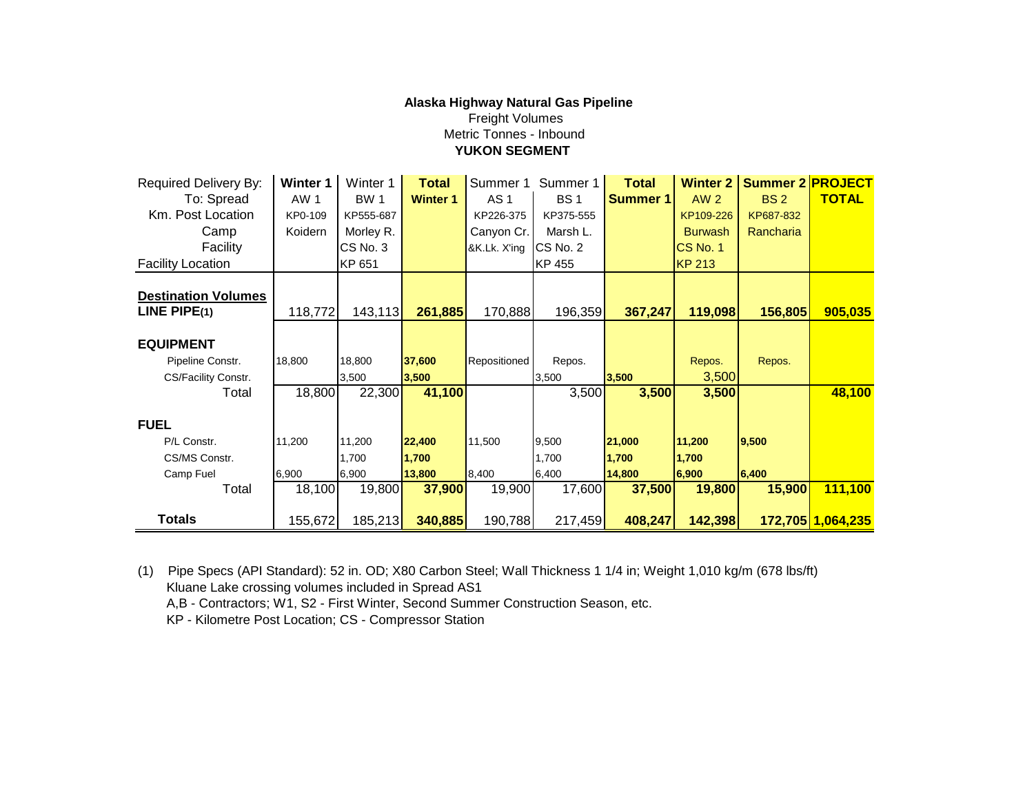**Alaska Highway Natural Gas Pipeline**
Freight Volumes
Metric Tonnes - Inbound
**YUKON SEGMENT**

| Required Delivery By: | **Winter 1** | Winter 1 | **Total** | Summer 1 | Summer 1 | **Total** | **Winter 2** | **Summer 2** | **PROJECT** |
|---|---|---|---|---|---|---|---|---|---|
| To: Spread | AW 1 | BW 1 | **Winter 1** | AS 1 | BS 1 | **Summer 1** | AW 2 | BS 2 | **TOTAL** |
| Km. Post Location | KP0-109 | KP555-687 | | KP226-375 | KP375-555 | | KP109-226 | KP687-832 | |
| Camp | Koidern | Morley R. | | Canyon Cr. &K.Lk. X'ing | Marsh L. | | Burwash | Rancharia | |
| Facility | | CS No. 3 | | | CS No. 2 | | CS No. 1 | | |
| Facility Location | | KP 651 | | | KP 455 | | KP 213 | | |
| **Destination Volumes** | | | | | | | | | |
| **LINE PIPE(1)** | 118,772 | 143,113 | **261,885** | 170,888 | 196,359 | **367,247** | **119,098** | **156,805** | **905,035** |
| **EQUIPMENT** | | | | | | | | | |
| Pipeline Constr. | 18,800 | 18,800 | **37,600** | Repositioned | Repos. | | Repos. | Repos. | |
| CS/Facility Constr. | | 3,500 | **3,500** | | 3,500 | **3,500** | 3,500 | | |
| Total | 18,800 | 22,300 | **41,100** | | 3,500 | **3,500** | **3,500** | | **48,100** |
| **FUEL** | | | | | | | | | |
| P/L Constr. | 11,200 | 11,200 | **22,400** | 11,500 | 9,500 | **21,000** | **11,200** | **9,500** | |
| CS/MS Constr. | | 1,700 | **1,700** | | 1,700 | **1,700** | **1,700** | | |
| Camp Fuel | 6,900 | 6,900 | **13,800** | 8,400 | 6,400 | **14,800** | **6,900** | **6,400** | |
| Total | 18,100 | 19,800 | **37,900** | 19,900 | 17,600 | **37,500** | **19,800** | **15,900** | **111,100** |
| **Totals** | 155,672 | 185,213 | **340,885** | 190,788 | 217,459 | **408,247** | **142,398** | **172,705** | **1,064,235** |

(1) Pipe Specs (API Standard): 52 in. OD; X80 Carbon Steel; Wall Thickness 1 1/4 in; Weight 1,010 kg/m (678 lbs/ft)
Kluane Lake crossing volumes included in Spread AS1
A,B - Contractors; W1, S2 - First Winter, Second Summer Construction Season, etc.
KP - Kilometre Post Location; CS - Compressor Station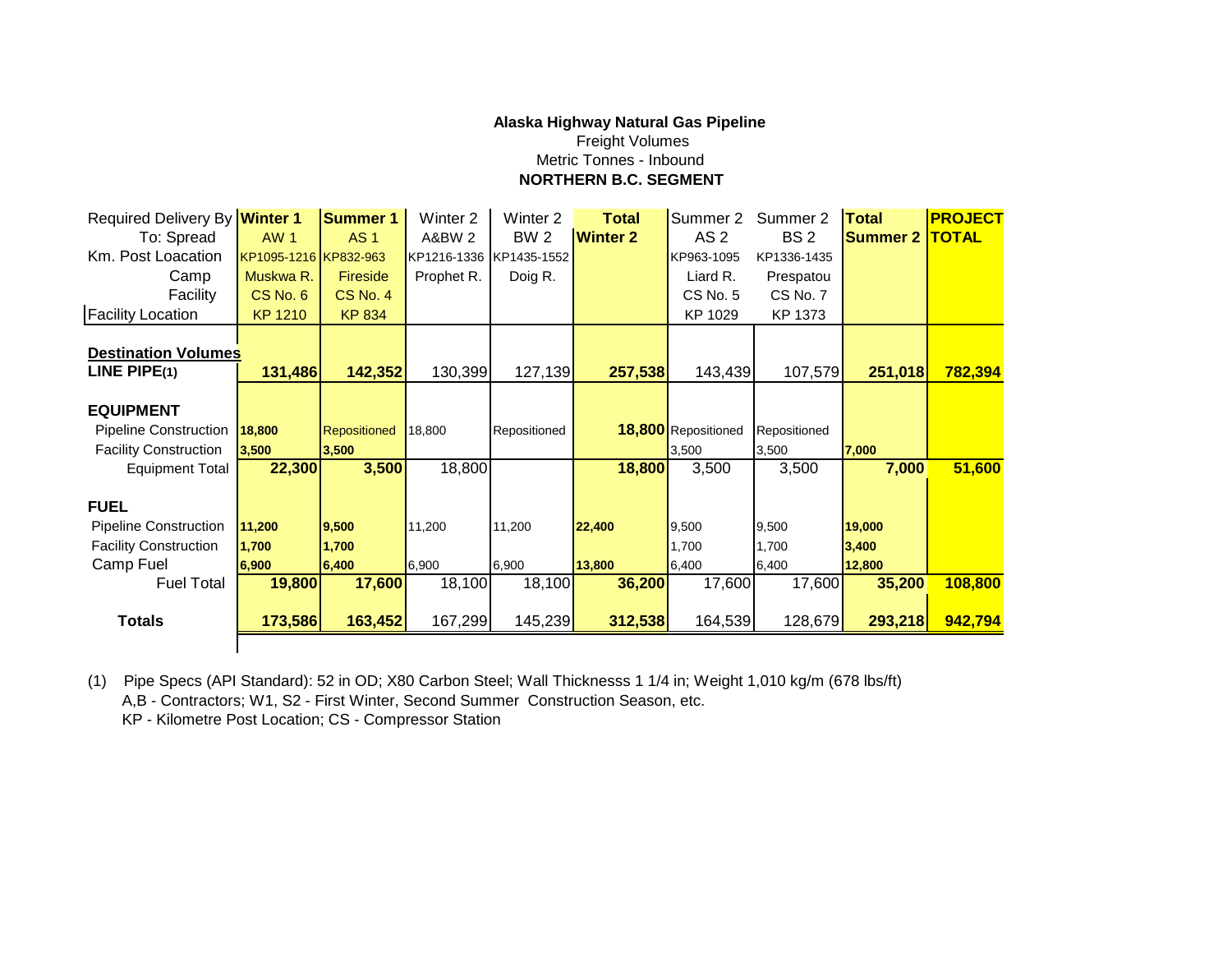**Alaska Highway Natural Gas Pipeline**
Freight Volumes
Metric Tonnes - Inbound
**NORTHERN B.C. SEGMENT**

| Required Delivery By | Winter 1 | Summer 1 | Winter 2 | Winter 2 | Total Winter 2 | Summer 2 | Summer 2 | Total Summer 2 | PROJECT TOTAL |
|---|---|---|---|---|---|---|---|---|---|
| To: Spread | AW 1 | AS 1 | A&BW 2 | BW 2 | | AS 2 | BS 2 | | |
| Km. Post Loacation | KP1095-1216 | KP832-963 | KP1216-1336 | KP1435-1552 | | KP963-1095 | KP1336-1435 | | |
| Camp | Muskwa R. | Fireside | Prophet R. | Doig R. | | Liard R. | Prespatou | | |
| Facility | CS No. 6 | CS No. 4 | | | | CS No. 5 | CS No. 7 | | |
| Facility Location | KP 1210 | KP 834 | | | | KP 1029 | KP 1373 | | |
| **Destination Volumes** | | | | | | | | | |
| **LINE PIPE(1)** | **131,486** | **142,352** | 130,399 | 127,139 | **257,538** | 143,439 | 107,579 | **251,018** | **782,394** |
| **EQUIPMENT** | | | | | | | | | |
| Pipeline Construction | **18,800** | Repositioned | 18,800 | Repositioned | **18,800** | Repositioned | Repositioned | | |
| Facility Construction | **3,500** | **3,500** | | | | 3,500 | 3,500 | **7,000** | |
| Equipment Total | **22,300** | **3,500** | 18,800 | | **18,800** | 3,500 | 3,500 | **7,000** | **51,600** |
| **FUEL** | | | | | | | | | |
| Pipeline Construction | **11,200** | **9,500** | 11,200 | 11,200 | **22,400** | 9,500 | 9,500 | **19,000** | |
| Facility Construction | **1,700** | **1,700** | | | | 1,700 | 1,700 | **3,400** | |
| Camp Fuel | **6,900** | **6,400** | 6,900 | 6,900 | **13,800** | 6,400 | 6,400 | **12,800** | |
| Fuel Total | **19,800** | **17,600** | 18,100 | 18,100 | **36,200** | 17,600 | 17,600 | **35,200** | **108,800** |
| **Totals** | **173,586** | **163,452** | 167,299 | 145,239 | **312,538** | 164,539 | 128,679 | **293,218** | **942,794** |

(1) Pipe Specs (API Standard): 52 in OD; X80 Carbon Steel; Wall Thicknesss 1 1/4 in; Weight 1,010 kg/m (678 lbs/ft)
A,B - Contractors; W1, S2 - First Winter, Second Summer Construction Season, etc.
KP - Kilometre Post Location; CS - Compressor Station